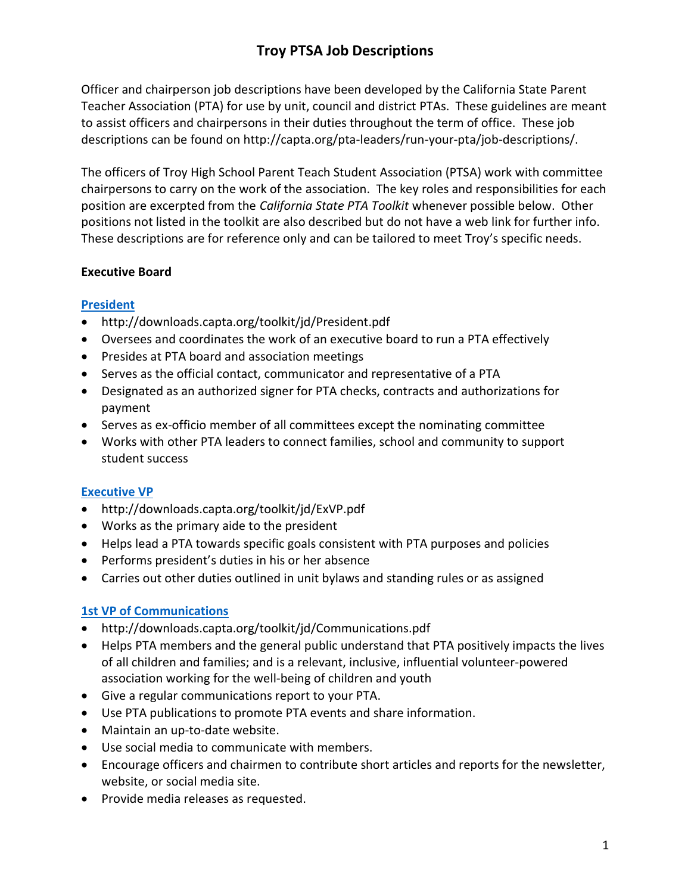# Troy PTSA Job Descriptions

Officer and chairperson job descriptions have been developed by the California State Parent Teacher Association (PTA) for use by unit, council and district PTAs. These guidelines are meant to assist officers and chairpersons in their duties throughout the term of office. These job descriptions can be found on http://capta.org/pta-leaders/run-your-pta/job-descriptions/.

The officers of Troy High School Parent Teach Student Association (PTSA) work with committee chairpersons to carry on the work of the association. The key roles and responsibilities for each position are excerpted from the *California State PTA Toolkit* whenever possible below. Other positions not listed in the toolkit are also described but do not have a web link for further info. These descriptions are for reference only and can be tailored to meet Troy's specific needs.

## Executive Board

### President

- http://downloads.capta.org/toolkit/jd/President.pdf
- Oversees and coordinates the work of an executive board to run a PTA effectively
- Presides at PTA board and association meetings
- Serves as the official contact, communicator and representative of a PTA
- Designated as an authorized signer for PTA checks, contracts and authorizations for payment
- Serves as ex-officio member of all committees except the nominating committee
- Works with other PTA leaders to connect families, school and community to support student success

### Executive VP

- http://downloads.capta.org/toolkit/jd/ExVP.pdf
- Works as the primary aide to the president
- Helps lead a PTA towards specific goals consistent with PTA purposes and policies
- Performs president's duties in his or her absence
- Carries out other duties outlined in unit bylaws and standing rules or as assigned

### 1st VP of Communications

- http://downloads.capta.org/toolkit/jd/Communications.pdf
- Helps PTA members and the general public understand that PTA positively impacts the lives of all children and families; and is a relevant, inclusive, influential volunteer-powered association working for the well-being of children and youth
- Give a regular communications report to your PTA.
- Use PTA publications to promote PTA events and share information.
- Maintain an up-to-date website.
- Use social media to communicate with members.
- Encourage officers and chairmen to contribute short articles and reports for the newsletter, website, or social media site.
- Provide media releases as requested.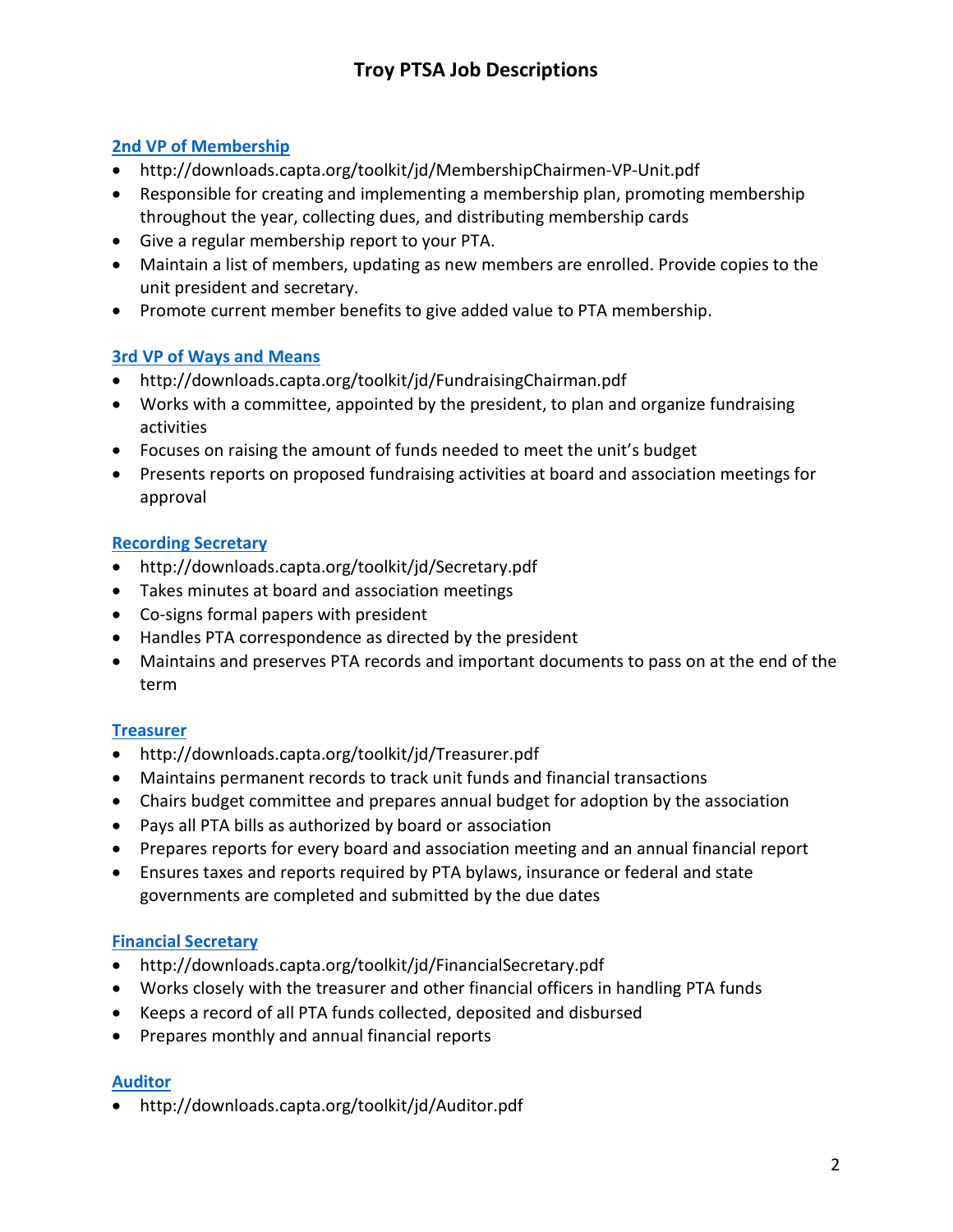# Troy PTSA Job Descriptions

## 2nd VP of Membership

- http://downloads.capta.org/toolkit/jd/MembershipChairmen-VP-Unit.pdf
- Responsible for creating and implementing a membership plan, promoting membership throughout the year, collecting dues, and distributing membership cards
- Give a regular membership report to your PTA.
- Maintain a list of members, updating as new members are enrolled. Provide copies to the unit president and secretary.
- Promote current member benefits to give added value to PTA membership.

## 3rd VP of Ways and Means

- http://downloads.capta.org/toolkit/jd/FundraisingChairman.pdf
- Works with a committee, appointed by the president, to plan and organize fundraising activities
- Focuses on raising the amount of funds needed to meet the unit's budget
- Presents reports on proposed fundraising activities at board and association meetings for approval

## Recording Secretary

- http://downloads.capta.org/toolkit/jd/Secretary.pdf
- Takes minutes at board and association meetings
- Co-signs formal papers with president
- Handles PTA correspondence as directed by the president
- Maintains and preserves PTA records and important documents to pass on at the end of the term

## Treasurer

- http://downloads.capta.org/toolkit/jd/Treasurer.pdf
- Maintains permanent records to track unit funds and financial transactions
- Chairs budget committee and prepares annual budget for adoption by the association
- Pays all PTA bills as authorized by board or association
- Prepares reports for every board and association meeting and an annual financial report
- Ensures taxes and reports required by PTA bylaws, insurance or federal and state governments are completed and submitted by the due dates

## Financial Secretary

- http://downloads.capta.org/toolkit/jd/FinancialSecretary.pdf
- Works closely with the treasurer and other financial officers in handling PTA funds
- Keeps a record of all PTA funds collected, deposited and disbursed
- Prepares monthly and annual financial reports

## Auditor

- http://downloads.capta.org/toolkit/jd/Auditor.pdf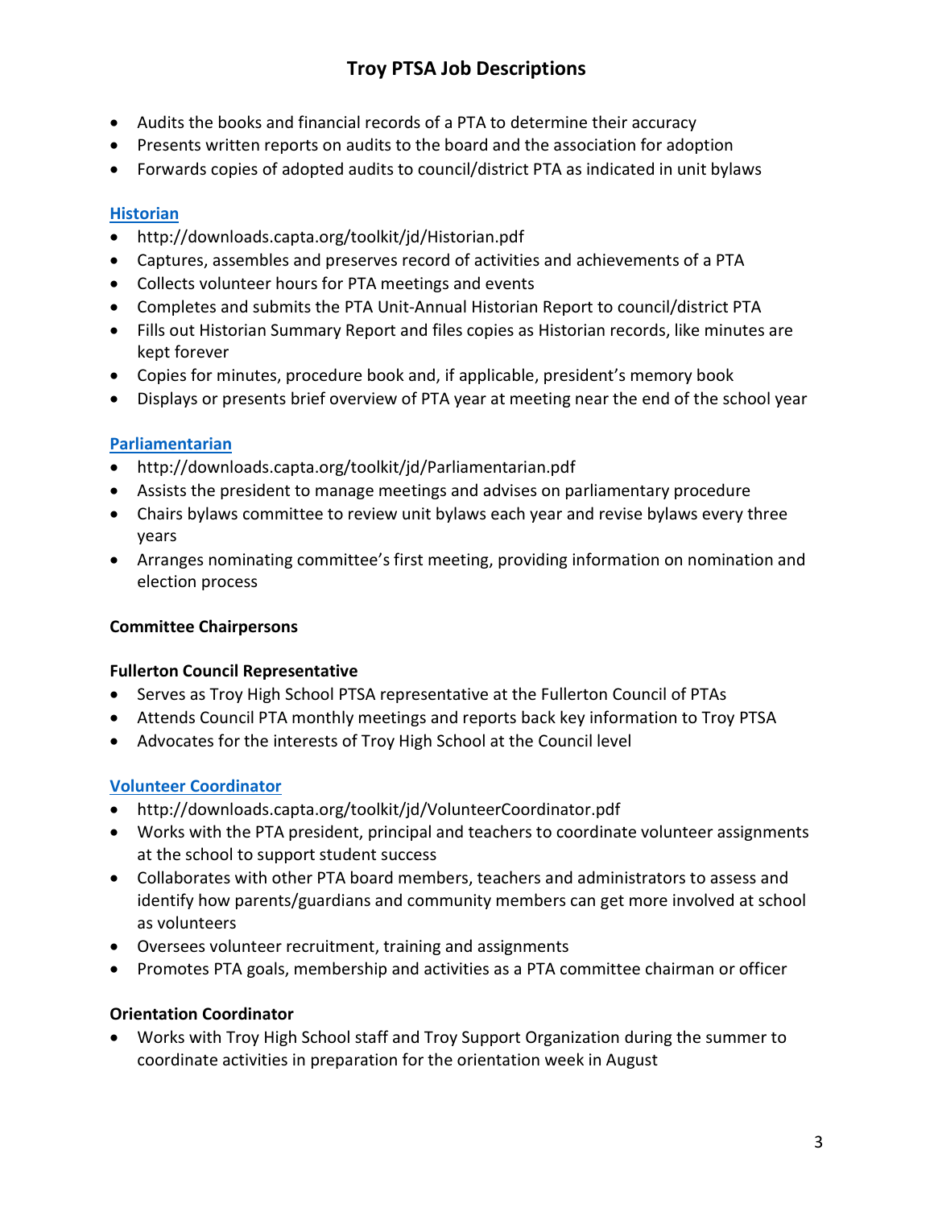- Audits the books and financial records of a PTA to determine their accuracy
- Presents written reports on audits to the board and the association for adoption
- Forwards copies of adopted audits to council/district PTA as indicated in unit bylaws

### [Historian](http://downloads.capta.org/toolkit/jd/Historian.pdf)

- http://downloads.capta.org/toolkit/jd/Historian.pdf
- Captures, assembles and preserves record of activities and achievements of a PTA
- Collects volunteer hours for PTA meetings and events
- Completes and submits the PTA Unit-Annual Historian Report to council/district PTA
- Fills out Historian Summary Report and files copies as Historian records, like minutes are kept forever
- Copies for minutes, procedure book and, if applicable, president's memory book
- Displays or presents brief overview of PTA year at meeting near the end of the school year

### [Parliamentarian](http://downloads.capta.org/toolkit/jd/Parliamentarian.pdf)

- http://downloads.capta.org/toolkit/jd/Parliamentarian.pdf
- Assists the president to manage meetings and advises on parliamentary procedure
- Chairs bylaws committee to review unit bylaws each year and revise bylaws every three years
- Arranges nominating committee's first meeting, providing information on nomination and election process

### Committee Chairpersons

### Fullerton Council Representative

- Serves as Troy High School PTSA representative at the Fullerton Council of PTAs
- Attends Council PTA monthly meetings and reports back key information to Troy PTSA
- Advocates for the interests of Troy High School at the Council level

### [Volunteer Coordinator](http://downloads.capta.org/toolkit/jd/VolunteerCoordinator.pdf)

- http://downloads.capta.org/toolkit/jd/VolunteerCoordinator.pdf
- Works with the PTA president, principal and teachers to coordinate volunteer assignments at the school to support student success
- Collaborates with other PTA board members, teachers and administrators to assess and identify how parents/guardians and community members can get more involved at school as volunteers
- Oversees volunteer recruitment, training and assignments
- Promotes PTA goals, membership and activities as a PTA committee chairman or officer

### Orientation Coordinator

- Works with Troy High School staff and Troy Support Organization during the summer to coordinate activities in preparation for the orientation week in August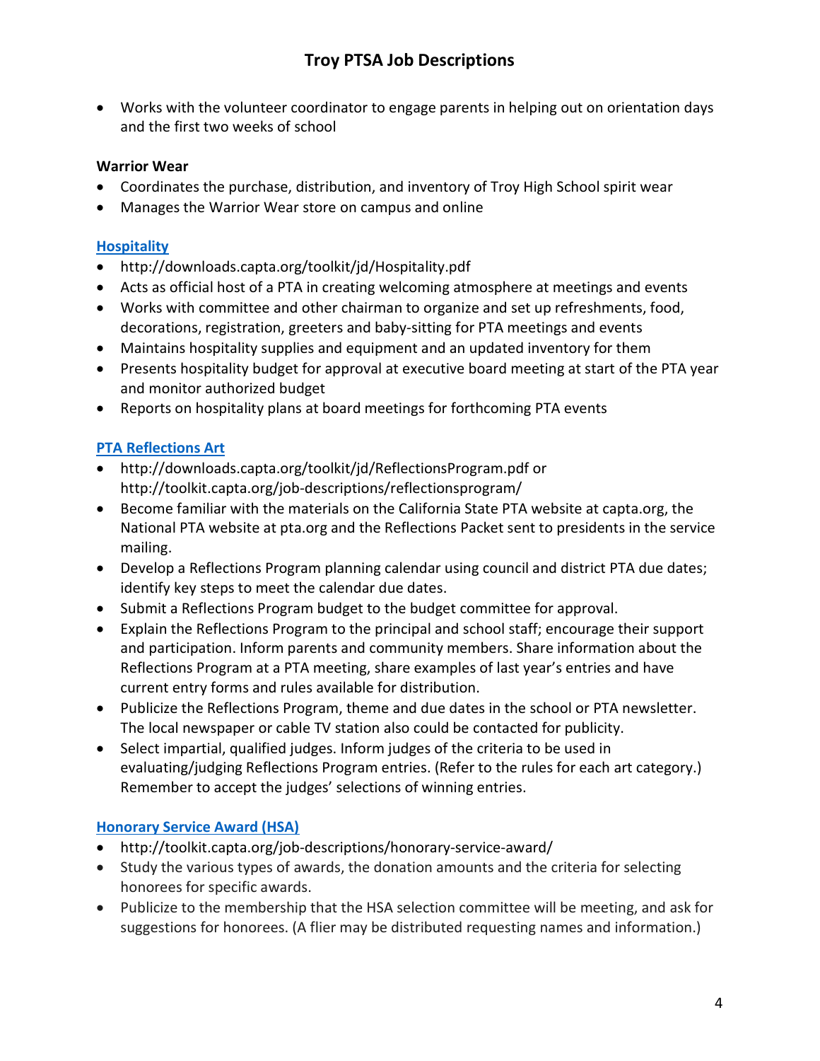- Works with the volunteer coordinator to engage parents in helping out on orientation days and the first two weeks of school

**Warrior Wear**

- Coordinates the purchase, distribution, and inventory of Troy High School spirit wear
- Manages the Warrior Wear store on campus and online

**Hospitality**

- http://downloads.capta.org/toolkit/jd/Hospitality.pdf
- Acts as official host of a PTA in creating welcoming atmosphere at meetings and events
- Works with committee and other chairman to organize and set up refreshments, food, decorations, registration, greeters and baby-sitting for PTA meetings and events
- Maintains hospitality supplies and equipment and an updated inventory for them
- Presents hospitality budget for approval at executive board meeting at start of the PTA year and monitor authorized budget
- Reports on hospitality plans at board meetings for forthcoming PTA events

**PTA Reflections Art**

- http://downloads.capta.org/toolkit/jd/ReflectionsProgram.pdf or http://toolkit.capta.org/job-descriptions/reflectionsprogram/
- Become familiar with the materials on the California State PTA website at capta.org, the National PTA website at pta.org and the Reflections Packet sent to presidents in the service mailing.
- Develop a Reflections Program planning calendar using council and district PTA due dates; identify key steps to meet the calendar due dates.
- Submit a Reflections Program budget to the budget committee for approval.
- Explain the Reflections Program to the principal and school staff; encourage their support and participation. Inform parents and community members. Share information about the Reflections Program at a PTA meeting, share examples of last year's entries and have current entry forms and rules available for distribution.
- Publicize the Reflections Program, theme and due dates in the school or PTA newsletter. The local newspaper or cable TV station also could be contacted for publicity.
- Select impartial, qualified judges. Inform judges of the criteria to be used in evaluating/judging Reflections Program entries. (Refer to the rules for each art category.) Remember to accept the judges' selections of winning entries.

**Honorary Service Award (HSA)**

- http://toolkit.capta.org/job-descriptions/honorary-service-award/
- Study the various types of awards, the donation amounts and the criteria for selecting honorees for specific awards.
- Publicize to the membership that the HSA selection committee will be meeting, and ask for suggestions for honorees. (A flier may be distributed requesting names and information.)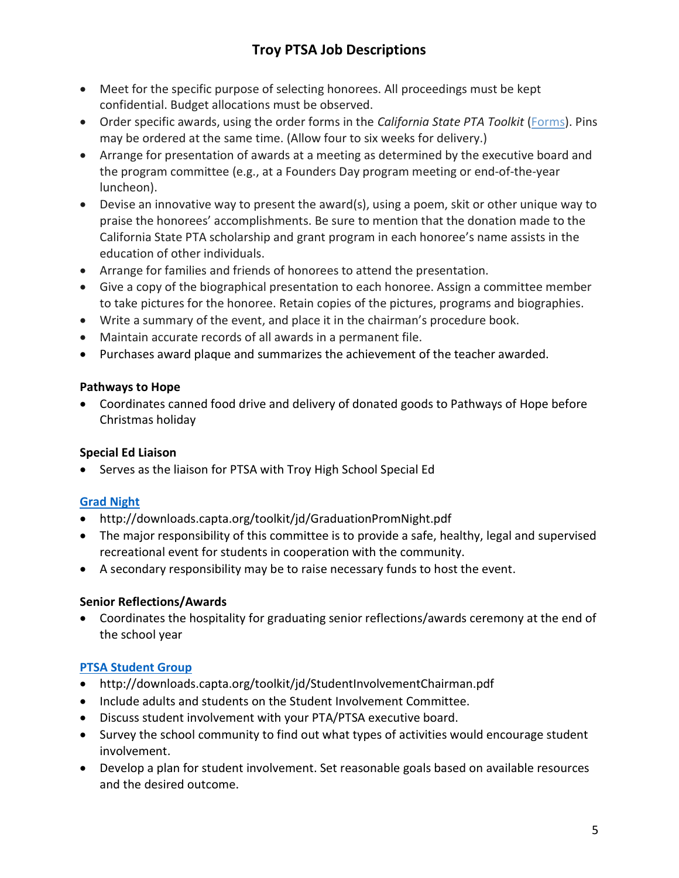- Meet for the specific purpose of selecting honorees. All proceedings must be kept confidential. Budget allocations must be observed.
- Order specific awards, using the order forms in the *California State PTA Toolkit* ([Forms](Forms)). Pins may be ordered at the same time. (Allow four to six weeks for delivery.)
- Arrange for presentation of awards at a meeting as determined by the executive board and the program committee (e.g., at a Founders Day program meeting or end-of-the-year luncheon).
- Devise an innovative way to present the award(s), using a poem, skit or other unique way to praise the honorees' accomplishments. Be sure to mention that the donation made to the California State PTA scholarship and grant program in each honoree's name assists in the education of other individuals.
- Arrange for families and friends of honorees to attend the presentation.
- Give a copy of the biographical presentation to each honoree. Assign a committee member to take pictures for the honoree. Retain copies of the pictures, programs and biographies.
- Write a summary of the event, and place it in the chairman's procedure book.
- Maintain accurate records of all awards in a permanent file.
- Purchases award plaque and summarizes the achievement of the teacher awarded.

**Pathways to Hope**

- Coordinates canned food drive and delivery of donated goods to Pathways of Hope before Christmas holiday

**Special Ed Liaison**

- Serves as the liaison for PTSA with Troy High School Special Ed

**Grad Night**

- http://downloads.capta.org/toolkit/jd/GraduationPromNight.pdf
- The major responsibility of this committee is to provide a safe, healthy, legal and supervised recreational event for students in cooperation with the community.
- A secondary responsibility may be to raise necessary funds to host the event.

**Senior Reflections/Awards**

- Coordinates the hospitality for graduating senior reflections/awards ceremony at the end of the school year

**PTSA Student Group**

- http://downloads.capta.org/toolkit/jd/StudentInvolvementChairman.pdf
- Include adults and students on the Student Involvement Committee.
- Discuss student involvement with your PTA/PTSA executive board.
- Survey the school community to find out what types of activities would encourage student involvement.
- Develop a plan for student involvement. Set reasonable goals based on available resources and the desired outcome.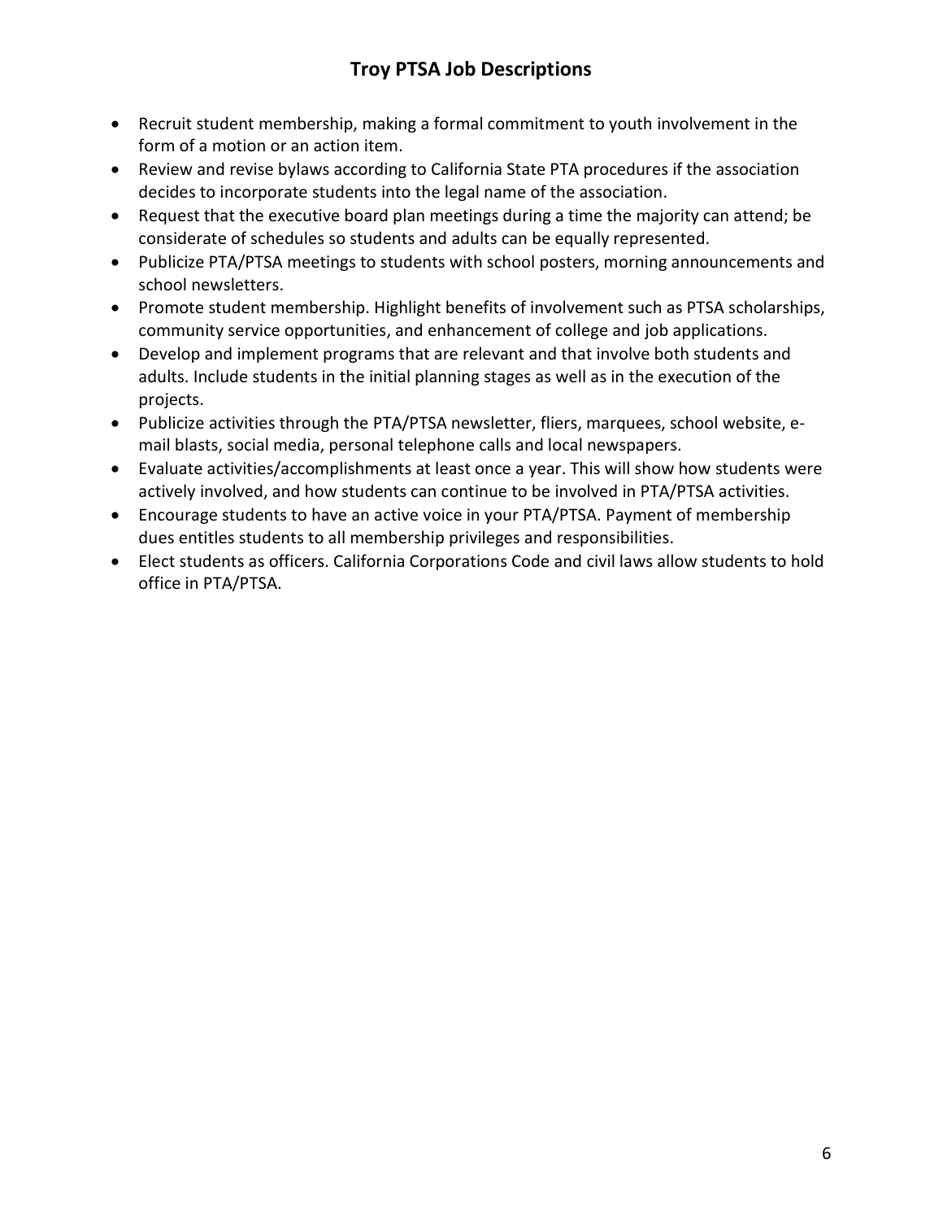## Troy PTSA Job Descriptions

- Recruit student membership, making a formal commitment to youth involvement in the form of a motion or an action item.
- Review and revise bylaws according to California State PTA procedures if the association decides to incorporate students into the legal name of the association.
- Request that the executive board plan meetings during a time the majority can attend; be considerate of schedules so students and adults can be equally represented.
- Publicize PTA/PTSA meetings to students with school posters, morning announcements and school newsletters.
- Promote student membership. Highlight benefits of involvement such as PTSA scholarships, community service opportunities, and enhancement of college and job applications.
- Develop and implement programs that are relevant and that involve both students and adults. Include students in the initial planning stages as well as in the execution of the projects.
- Publicize activities through the PTA/PTSA newsletter, fliers, marquees, school website, e-mail blasts, social media, personal telephone calls and local newspapers.
- Evaluate activities/accomplishments at least once a year. This will show how students were actively involved, and how students can continue to be involved in PTA/PTSA activities.
- Encourage students to have an active voice in your PTA/PTSA. Payment of membership dues entitles students to all membership privileges and responsibilities.
- Elect students as officers. California Corporations Code and civil laws allow students to hold office in PTA/PTSA.